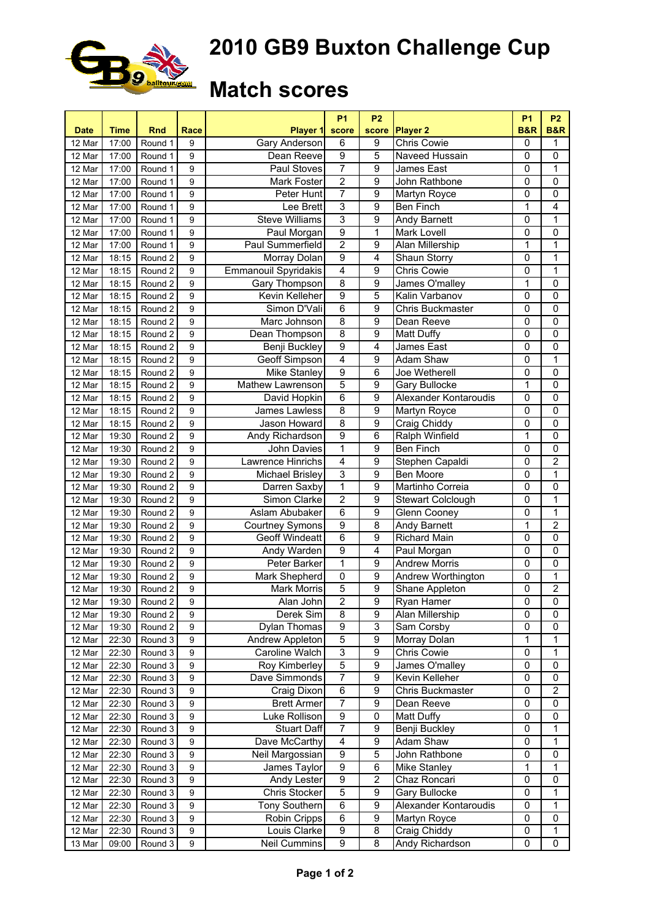# 2010 GB9 Buxton Challenge Cup

# Match scores

| Date | Time | Rnd | Race | Player 1 | P1 score | P2 score | Player 2 | P1 B&R | P2 B&R |
|---|---|---|---|---|---|---|---|---|---|
| 12 Mar | 17:00 | Round 1 | 9 | Gary Anderson | 6 | 9 | Chris Cowie | 0 | 1 |
| 12 Mar | 17:00 | Round 1 | 9 | Dean Reeve | 9 | 5 | Naveed Hussain | 0 | 0 |
| 12 Mar | 17:00 | Round 1 | 9 | Paul Stoves | 7 | 9 | James East | 0 | 1 |
| 12 Mar | 17:00 | Round 1 | 9 | Mark Foster | 2 | 9 | John Rathbone | 0 | 0 |
| 12 Mar | 17:00 | Round 1 | 9 | Peter Hunt | 7 | 9 | Martyn Royce | 0 | 0 |
| 12 Mar | 17:00 | Round 1 | 9 | Lee Brett | 3 | 9 | Ben Finch | 1 | 4 |
| 12 Mar | 17:00 | Round 1 | 9 | Steve Williams | 3 | 9 | Andy Barnett | 0 | 1 |
| 12 Mar | 17:00 | Round 1 | 9 | Paul Morgan | 9 | 1 | Mark Lovell | 0 | 0 |
| 12 Mar | 17:00 | Round 1 | 9 | Paul Summerfield | 2 | 9 | Alan Millership | 1 | 1 |
| 12 Mar | 18:15 | Round 2 | 9 | Morray Dolan | 9 | 4 | Shaun Storry | 0 | 1 |
| 12 Mar | 18:15 | Round 2 | 9 | Emmanouil Spyridakis | 4 | 9 | Chris Cowie | 0 | 1 |
| 12 Mar | 18:15 | Round 2 | 9 | Gary Thompson | 8 | 9 | James O'malley | 1 | 0 |
| 12 Mar | 18:15 | Round 2 | 9 | Kevin Kelleher | 9 | 5 | Kalin Varbanov | 0 | 0 |
| 12 Mar | 18:15 | Round 2 | 9 | Simon D'Vali | 6 | 9 | Chris Buckmaster | 0 | 0 |
| 12 Mar | 18:15 | Round 2 | 9 | Marc Johnson | 8 | 9 | Dean Reeve | 0 | 0 |
| 12 Mar | 18:15 | Round 2 | 9 | Dean Thompson | 8 | 9 | Matt Duffy | 0 | 0 |
| 12 Mar | 18:15 | Round 2 | 9 | Benji Buckley | 9 | 4 | James East | 0 | 0 |
| 12 Mar | 18:15 | Round 2 | 9 | Geoff Simpson | 4 | 9 | Adam Shaw | 0 | 1 |
| 12 Mar | 18:15 | Round 2 | 9 | Mike Stanley | 9 | 6 | Joe Wetherell | 0 | 0 |
| 12 Mar | 18:15 | Round 2 | 9 | Mathew Lawrenson | 5 | 9 | Gary Bullocke | 1 | 0 |
| 12 Mar | 18:15 | Round 2 | 9 | David Hopkin | 6 | 9 | Alexander Kontaroudis | 0 | 0 |
| 12 Mar | 18:15 | Round 2 | 9 | James Lawless | 8 | 9 | Martyn Royce | 0 | 0 |
| 12 Mar | 18:15 | Round 2 | 9 | Jason Howard | 8 | 9 | Craig Chiddy | 0 | 0 |
| 12 Mar | 19:30 | Round 2 | 9 | Andy Richardson | 9 | 6 | Ralph Winfield | 1 | 0 |
| 12 Mar | 19:30 | Round 2 | 9 | John Davies | 1 | 9 | Ben Finch | 0 | 0 |
| 12 Mar | 19:30 | Round 2 | 9 | Lawrence Hinrichs | 4 | 9 | Stephen Capaldi | 0 | 2 |
| 12 Mar | 19:30 | Round 2 | 9 | Michael Brisley | 3 | 9 | Ben Moore | 0 | 1 |
| 12 Mar | 19:30 | Round 2 | 9 | Darren Saxby | 1 | 9 | Martinho Correia | 0 | 0 |
| 12 Mar | 19:30 | Round 2 | 9 | Simon Clarke | 2 | 9 | Stewart Colclough | 0 | 1 |
| 12 Mar | 19:30 | Round 2 | 9 | Aslam Abubaker | 6 | 9 | Glenn Cooney | 0 | 1 |
| 12 Mar | 19:30 | Round 2 | 9 | Courtney Symons | 9 | 8 | Andy Barnett | 1 | 2 |
| 12 Mar | 19:30 | Round 2 | 9 | Geoff Windeatt | 6 | 9 | Richard Main | 0 | 0 |
| 12 Mar | 19:30 | Round 2 | 9 | Andy Warden | 9 | 4 | Paul Morgan | 0 | 0 |
| 12 Mar | 19:30 | Round 2 | 9 | Peter Barker | 1 | 9 | Andrew Morris | 0 | 0 |
| 12 Mar | 19:30 | Round 2 | 9 | Mark Shepherd | 0 | 9 | Andrew Worthington | 0 | 1 |
| 12 Mar | 19:30 | Round 2 | 9 | Mark Morris | 5 | 9 | Shane Appleton | 0 | 2 |
| 12 Mar | 19:30 | Round 2 | 9 | Alan John | 2 | 9 | Ryan Hamer | 0 | 0 |
| 12 Mar | 19:30 | Round 2 | 9 | Derek Sim | 8 | 9 | Alan Millership | 0 | 0 |
| 12 Mar | 19:30 | Round 2 | 9 | Dylan Thomas | 9 | 3 | Sam Corsby | 0 | 0 |
| 12 Mar | 22:30 | Round 3 | 9 | Andrew Appleton | 5 | 9 | Morray Dolan | 1 | 1 |
| 12 Mar | 22:30 | Round 3 | 9 | Caroline Walch | 3 | 9 | Chris Cowie | 0 | 1 |
| 12 Mar | 22:30 | Round 3 | 9 | Roy Kimberley | 5 | 9 | James O'malley | 0 | 0 |
| 12 Mar | 22:30 | Round 3 | 9 | Dave Simmonds | 7 | 9 | Kevin Kelleher | 0 | 0 |
| 12 Mar | 22:30 | Round 3 | 9 | Craig Dixon | 6 | 9 | Chris Buckmaster | 0 | 2 |
| 12 Mar | 22:30 | Round 3 | 9 | Brett Armer | 7 | 9 | Dean Reeve | 0 | 0 |
| 12 Mar | 22:30 | Round 3 | 9 | Luke Rollison | 9 | 0 | Matt Duffy | 0 | 0 |
| 12 Mar | 22:30 | Round 3 | 9 | Stuart Daff | 7 | 9 | Benji Buckley | 0 | 1 |
| 12 Mar | 22:30 | Round 3 | 9 | Dave McCarthy | 4 | 9 | Adam Shaw | 0 | 1 |
| 12 Mar | 22:30 | Round 3 | 9 | Neil Margossian | 9 | 5 | John Rathbone | 0 | 0 |
| 12 Mar | 22:30 | Round 3 | 9 | James Taylor | 9 | 6 | Mike Stanley | 1 | 1 |
| 12 Mar | 22:30 | Round 3 | 9 | Andy Lester | 9 | 2 | Chaz Roncari | 0 | 0 |
| 12 Mar | 22:30 | Round 3 | 9 | Chris Stocker | 5 | 9 | Gary Bullocke | 0 | 1 |
| 12 Mar | 22:30 | Round 3 | 9 | Tony Southern | 6 | 9 | Alexander Kontaroudis | 0 | 1 |
| 12 Mar | 22:30 | Round 3 | 9 | Robin Cripps | 6 | 9 | Martyn Royce | 0 | 0 |
| 12 Mar | 22:30 | Round 3 | 9 | Louis Clarke | 9 | 8 | Craig Chiddy | 0 | 1 |
| 13 Mar | 09:00 | Round 3 | 9 | Neil Cummins | 9 | 8 | Andy Richardson | 0 | 0 |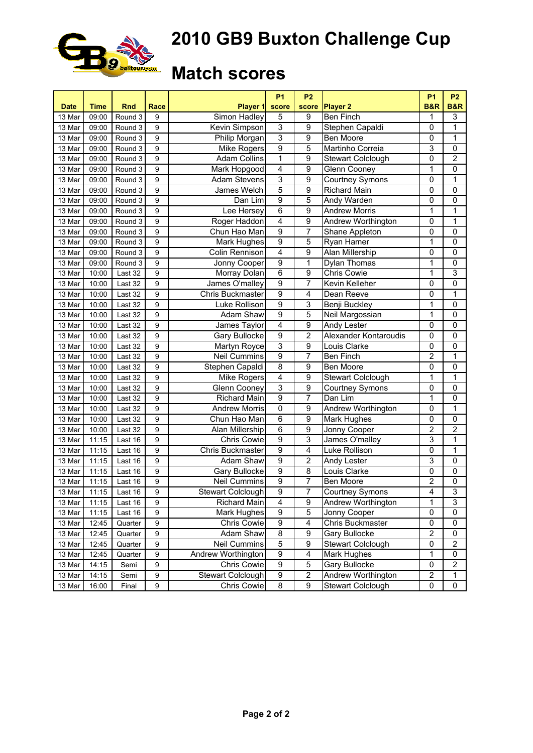# 2010 GB9 Buxton Challenge Cup

## Match scores

| Date | Time | Rnd | Race | Player 1 | P1 score | P2 score | Player 2 | P1 B&R | P2 B&R |
|---|---|---|---|---|---|---|---|---|---|
| 13 Mar | 09:00 | Round 3 | 9 | Simon Hadley | 5 | 9 | Ben Finch | 1 | 3 |
| 13 Mar | 09:00 | Round 3 | 9 | Kevin Simpson | 3 | 9 | Stephen Capaldi | 0 | 1 |
| 13 Mar | 09:00 | Round 3 | 9 | Philip Morgan | 3 | 9 | Ben Moore | 0 | 1 |
| 13 Mar | 09:00 | Round 3 | 9 | Mike Rogers | 9 | 5 | Martinho Correia | 3 | 0 |
| 13 Mar | 09:00 | Round 3 | 9 | Adam Collins | 1 | 9 | Stewart Colclough | 0 | 2 |
| 13 Mar | 09:00 | Round 3 | 9 | Mark Hopgood | 4 | 9 | Glenn Cooney | 1 | 0 |
| 13 Mar | 09:00 | Round 3 | 9 | Adam Stevens | 3 | 9 | Courtney Symons | 0 | 1 |
| 13 Mar | 09:00 | Round 3 | 9 | James Welch | 5 | 9 | Richard Main | 0 | 0 |
| 13 Mar | 09:00 | Round 3 | 9 | Dan Lim | 9 | 5 | Andy Warden | 0 | 0 |
| 13 Mar | 09:00 | Round 3 | 9 | Lee Hersey | 6 | 9 | Andrew Morris | 1 | 1 |
| 13 Mar | 09:00 | Round 3 | 9 | Roger Haddon | 4 | 9 | Andrew Worthington | 0 | 1 |
| 13 Mar | 09:00 | Round 3 | 9 | Chun Hao Man | 9 | 7 | Shane Appleton | 0 | 0 |
| 13 Mar | 09:00 | Round 3 | 9 | Mark Hughes | 9 | 5 | Ryan Hamer | 1 | 0 |
| 13 Mar | 09:00 | Round 3 | 9 | Colin Rennison | 4 | 9 | Alan Millership | 0 | 0 |
| 13 Mar | 09:00 | Round 3 | 9 | Jonny Cooper | 9 | 1 | Dylan Thomas | 1 | 0 |
| 13 Mar | 10:00 | Last 32 | 9 | Morray Dolan | 6 | 9 | Chris Cowie | 1 | 3 |
| 13 Mar | 10:00 | Last 32 | 9 | James O'malley | 9 | 7 | Kevin Kelleher | 0 | 0 |
| 13 Mar | 10:00 | Last 32 | 9 | Chris Buckmaster | 9 | 4 | Dean Reeve | 0 | 1 |
| 13 Mar | 10:00 | Last 32 | 9 | Luke Rollison | 9 | 3 | Benji Buckley | 1 | 0 |
| 13 Mar | 10:00 | Last 32 | 9 | Adam Shaw | 9 | 5 | Neil Margossian | 1 | 0 |
| 13 Mar | 10:00 | Last 32 | 9 | James Taylor | 4 | 9 | Andy Lester | 0 | 0 |
| 13 Mar | 10:00 | Last 32 | 9 | Gary Bullocke | 9 | 2 | Alexander Kontaroudis | 0 | 0 |
| 13 Mar | 10:00 | Last 32 | 9 | Martyn Royce | 3 | 9 | Louis Clarke | 0 | 0 |
| 13 Mar | 10:00 | Last 32 | 9 | Neil Cummins | 9 | 7 | Ben Finch | 2 | 1 |
| 13 Mar | 10:00 | Last 32 | 9 | Stephen Capaldi | 8 | 9 | Ben Moore | 0 | 0 |
| 13 Mar | 10:00 | Last 32 | 9 | Mike Rogers | 4 | 9 | Stewart Colclough | 1 | 1 |
| 13 Mar | 10:00 | Last 32 | 9 | Glenn Cooney | 3 | 9 | Courtney Symons | 0 | 0 |
| 13 Mar | 10:00 | Last 32 | 9 | Richard Main | 9 | 7 | Dan Lim | 1 | 0 |
| 13 Mar | 10:00 | Last 32 | 9 | Andrew Morris | 0 | 9 | Andrew Worthington | 0 | 1 |
| 13 Mar | 10:00 | Last 32 | 9 | Chun Hao Man | 6 | 9 | Mark Hughes | 0 | 0 |
| 13 Mar | 10:00 | Last 32 | 9 | Alan Millership | 6 | 9 | Jonny Cooper | 2 | 2 |
| 13 Mar | 11:15 | Last 16 | 9 | Chris Cowie | 9 | 3 | James O'malley | 3 | 1 |
| 13 Mar | 11:15 | Last 16 | 9 | Chris Buckmaster | 9 | 4 | Luke Rollison | 0 | 1 |
| 13 Mar | 11:15 | Last 16 | 9 | Adam Shaw | 9 | 2 | Andy Lester | 3 | 0 |
| 13 Mar | 11:15 | Last 16 | 9 | Gary Bullocke | 9 | 8 | Louis Clarke | 0 | 0 |
| 13 Mar | 11:15 | Last 16 | 9 | Neil Cummins | 9 | 7 | Ben Moore | 2 | 0 |
| 13 Mar | 11:15 | Last 16 | 9 | Stewart Colclough | 9 | 7 | Courtney Symons | 4 | 3 |
| 13 Mar | 11:15 | Last 16 | 9 | Richard Main | 4 | 9 | Andrew Worthington | 1 | 3 |
| 13 Mar | 11:15 | Last 16 | 9 | Mark Hughes | 9 | 5 | Jonny Cooper | 0 | 0 |
| 13 Mar | 12:45 | Quarter | 9 | Chris Cowie | 9 | 4 | Chris Buckmaster | 0 | 0 |
| 13 Mar | 12:45 | Quarter | 9 | Adam Shaw | 8 | 9 | Gary Bullocke | 2 | 0 |
| 13 Mar | 12:45 | Quarter | 9 | Neil Cummins | 5 | 9 | Stewart Colclough | 0 | 2 |
| 13 Mar | 12:45 | Quarter | 9 | Andrew Worthington | 9 | 4 | Mark Hughes | 1 | 0 |
| 13 Mar | 14:15 | Semi | 9 | Chris Cowie | 9 | 5 | Gary Bullocke | 0 | 2 |
| 13 Mar | 14:15 | Semi | 9 | Stewart Colclough | 9 | 2 | Andrew Worthington | 2 | 1 |
| 13 Mar | 16:00 | Final | 9 | Chris Cowie | 8 | 9 | Stewart Colclough | 0 | 0 |